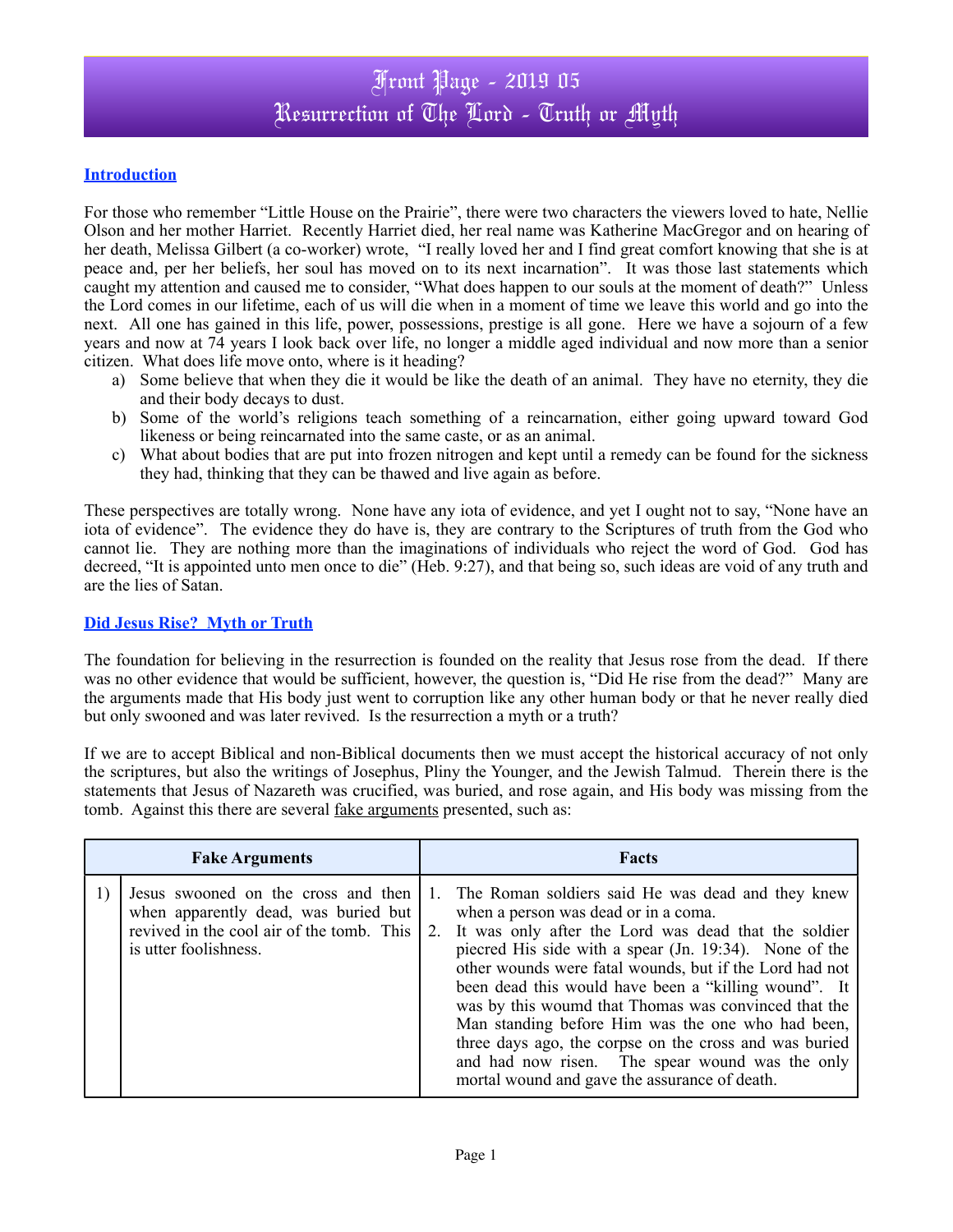# Front Page - 2019 05
# Resurrection of The Lord - Truth or Myth

## Introduction

For those who remember "Little House on the Prairie", there were two characters the viewers loved to hate, Nellie Olson and her mother Harriet. Recently Harriet died, her real name was Katherine MacGregor and on hearing of her death, Melissa Gilbert (a co-worker) wrote, "I really loved her and I find great comfort knowing that she is at peace and, per her beliefs, her soul has moved on to its next incarnation". It was those last statements which caught my attention and caused me to consider, "What does happen to our souls at the moment of death?" Unless the Lord comes in our lifetime, each of us will die when in a moment of time we leave this world and go into the next. All one has gained in this life, power, possessions, prestige is all gone. Here we have a sojourn of a few years and now at 74 years I look back over life, no longer a middle aged individual and now more than a senior citizen. What does life move onto, where is it heading?

a) Some believe that when they die it would be like the death of an animal. They have no eternity, they die and their body decays to dust.
b) Some of the world's religions teach something of a reincarnation, either going upward toward God likeness or being reincarnated into the same caste, or as an animal.
c) What about bodies that are put into frozen nitrogen and kept until a remedy can be found for the sickness they had, thinking that they can be thawed and live again as before.

These perspectives are totally wrong. None have any iota of evidence, and yet I ought not to say, "None have an iota of evidence". The evidence they do have is, they are contrary to the Scriptures of truth from the God who cannot lie. They are nothing more than the imaginations of individuals who reject the word of God. God has decreed, "It is appointed unto men once to die" (Heb. 9:27), and that being so, such ideas are void of any truth and are the lies of Satan.

## Did Jesus Rise? Myth or Truth

The foundation for believing in the resurrection is founded on the reality that Jesus rose from the dead. If there was no other evidence that would be sufficient, however, the question is, "Did He rise from the dead?" Many are the arguments made that His body just went to corruption like any other human body or that he never really died but only swooned and was later revived. Is the resurrection a myth or a truth?

If we are to accept Biblical and non-Biblical documents then we must accept the historical accuracy of not only the scriptures, but also the writings of Josephus, Pliny the Younger, and the Jewish Talmud. Therein there is the statements that Jesus of Nazareth was crucified, was buried, and rose again, and His body was missing from the tomb. Against this there are several fake arguments presented, such as:

| | Fake Arguments | Facts |
|---|---|---|
| 1) | Jesus swooned on the cross and then when apparently dead, was buried but revived in the cool air of the tomb. This is utter foolishness. | 1. The Roman soldiers said He was dead and they knew when a person was dead or in a coma.<br>2. It was only after the Lord was dead that the soldier pierced His side with a spear (Jn. 19:34). None of the other wounds were fatal wounds, but if the Lord had not been dead this would have been a "killing wound". It was by this woumd that Thomas was convinced that the Man standing before Him was the one who had been, three days ago, the corpse on the cross and was buried and had now risen. The spear wound was the only mortal wound and gave the assurance of death. |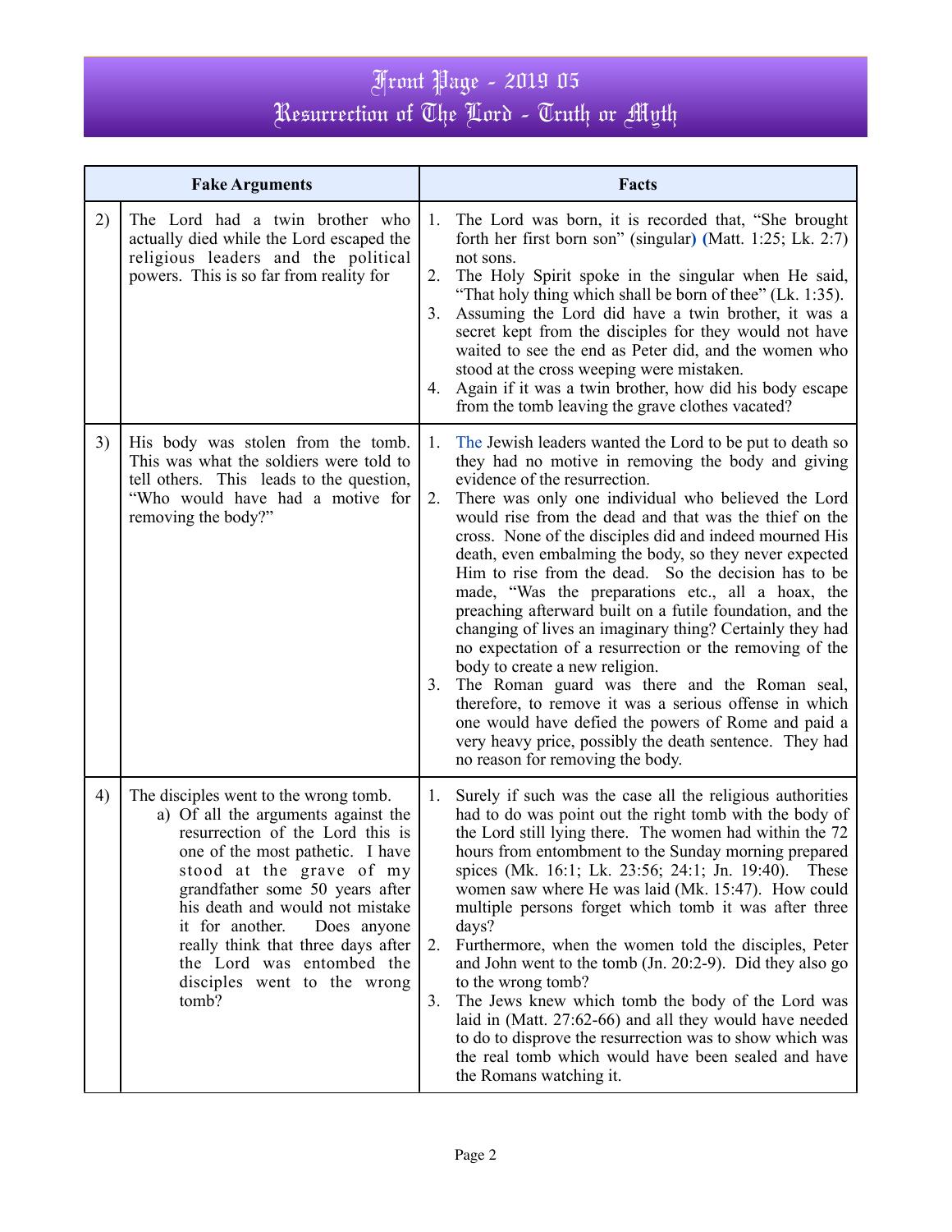# Front Page - 2019 05
## Resurrection of The Lord - Truth or Myth

| | Fake Arguments | Facts |
|---|---|---|
| 2) | The Lord had a twin brother who actually died while the Lord escaped the religious leaders and the political powers. This is so far from reality for | 1. The Lord was born, it is recorded that, "She brought forth her first born son" (singular) (Matt. 1:25; Lk. 2:7) not sons.<br>2. The Holy Spirit spoke in the singular when He said, "That holy thing which shall be born of thee" (Lk. 1:35).<br>3. Assuming the Lord did have a twin brother, it was a secret kept from the disciples for they would not have waited to see the end as Peter did, and the women who stood at the cross weeping were mistaken.<br>4. Again if it was a twin brother, how did his body escape from the tomb leaving the grave clothes vacated? |
| 3) | His body was stolen from the tomb. This was what the soldiers were told to tell others. This leads to the question, "Who would have had a motive for removing the body?" | 1. The Jewish leaders wanted the Lord to be put to death so they had no motive in removing the body and giving evidence of the resurrection.<br>2. There was only one individual who believed the Lord would rise from the dead and that was the thief on the cross. None of the disciples did and indeed mourned His death, even embalming the body, so they never expected Him to rise from the dead. So the decision has to be made, "Was the preparations etc., all a hoax, the preaching afterward built on a futile foundation, and the changing of lives an imaginary thing? Certainly they had no expectation of a resurrection or the removing of the body to create a new religion.<br>3. The Roman guard was there and the Roman seal, therefore, to remove it was a serious offense in which one would have defied the powers of Rome and paid a very heavy price, possibly the death sentence. They had no reason for removing the body. |
| 4) | The disciples went to the wrong tomb.<br>a) Of all the arguments against the resurrection of the Lord this is one of the most pathetic. I have stood at the grave of my grandfather some 50 years after his death and would not mistake it for another. Does anyone really think that three days after the Lord was entombed the disciples went to the wrong tomb? | 1. Surely if such was the case all the religious authorities had to do was point out the right tomb with the body of the Lord still lying there. The women had within the 72 hours from entombment to the Sunday morning prepared spices (Mk. 16:1; Lk. 23:56; 24:1; Jn. 19:40). These women saw where He was laid (Mk. 15:47). How could multiple persons forget which tomb it was after three days?<br>2. Furthermore, when the women told the disciples, Peter and John went to the tomb (Jn. 20:2-9). Did they also go to the wrong tomb?<br>3. The Jews knew which tomb the body of the Lord was laid in (Matt. 27:62-66) and all they would have needed to do to disprove the resurrection was to show which was the real tomb which would have been sealed and have the Romans watching it. |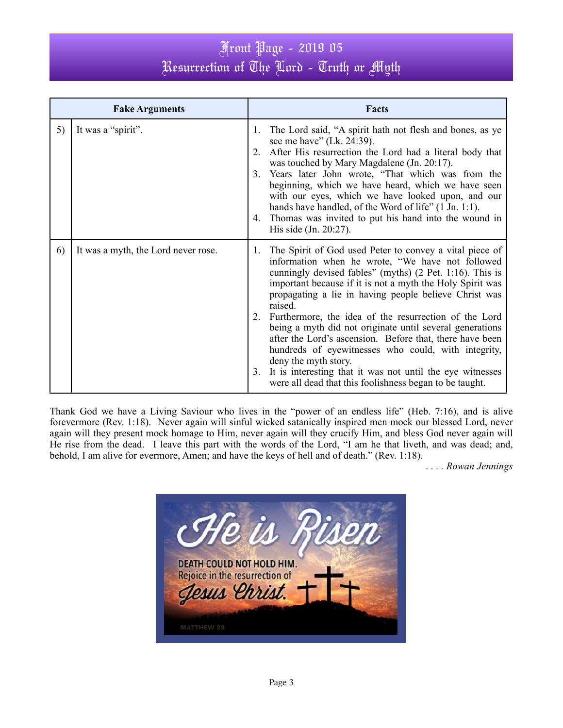# Front Page - 2019 05
# Resurrection of The Lord - Truth or Myth

| | Fake Arguments | Facts |
|---|---|---|
| 5) | It was a “spirit”. | 1. The Lord said, “A spirit hath not flesh and bones, as ye see me have” (Lk. 24:39).<br>2. After His resurrection the Lord had a literal body that was touched by Mary Magdalene (Jn. 20:17).<br>3. Years later John wrote, “That which was from the beginning, which we have heard, which we have seen with our eyes, which we have looked upon, and our hands have handled, of the Word of life” (1 Jn. 1:1).<br>4. Thomas was invited to put his hand into the wound in His side (Jn. 20:27). |
| 6) | It was a myth, the Lord never rose. | 1. The Spirit of God used Peter to convey a vital piece of information when he wrote, “We have not followed cunningly devised fables” (myths) (2 Pet. 1:16). This is important because if it is not a myth the Holy Spirit was propagating a lie in having people believe Christ was raised.<br>2. Furthermore, the idea of the resurrection of the Lord being a myth did not originate until several generations after the Lord’s ascension. Before that, there have been hundreds of eyewitnesses who could, with integrity, deny the myth story.<br>3. It is interesting that it was not until the eye witnesses were all dead that this foolishness began to be taught. |

Thank God we have a Living Saviour who lives in the “power of an endless life” (Heb. 7:16), and is alive forevermore (Rev. 1:18). Never again will sinful wicked satanically inspired men mock our blessed Lord, never again will they present mock homage to Him, never again will they crucify Him, and bless God never again will He rise from the dead. I leave this part with the words of the Lord, “I am he that liveth, and was dead; and, behold, I am alive for evermore, Amen; and have the keys of hell and of death.” (Rev. 1:18).

. . . . *Rowan Jennings*

He is Risen
DEATH COULD NOT HOLD HIM.
Rejoice in the resurrection of
Jesus Christ.
MATTHEW 28